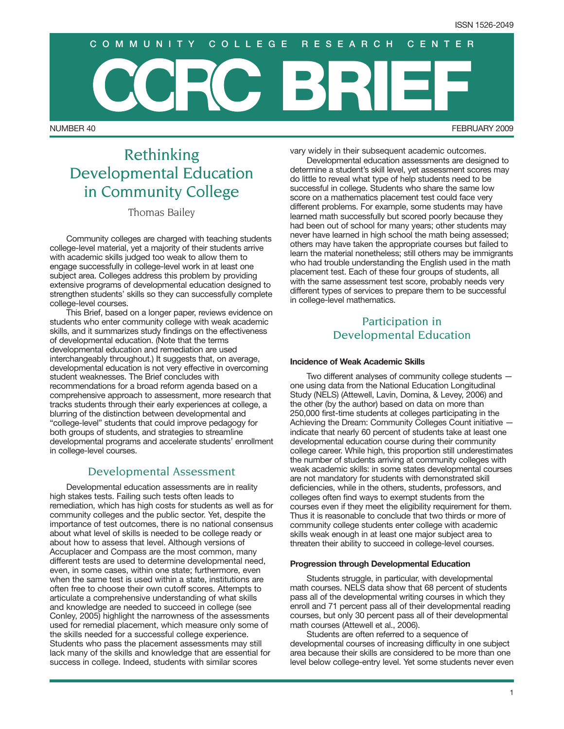ISSN 1526-2049

COMMUNITY COLLEGE RESEARCH CENTER

# CCRC BRIEF

NUMBER 40 FEBRUARY 2009

## Rethinking Developmental Education in Community College

Thomas Bailey

Community colleges are charged with teaching students college-level material, yet a majority of their students arrive with academic skills judged too weak to allow them to engage successfully in college-level work in at least one subject area. Colleges address this problem by providing extensive programs of developmental education designed to strengthen students' skills so they can successfully complete college-level courses.

This Brief, based on a longer paper, reviews evidence on students who enter community college with weak academic skills, and it summarizes study findings on the effectiveness of developmental education. (Note that the terms developmental education and remediation are used interchangeably throughout.) It suggests that, on average, developmental education is not very effective in overcoming student weaknesses. The Brief concludes with recommendations for a broad reform agenda based on a comprehensive approach to assessment, more research that tracks students through their early experiences at college, a blurring of the distinction between developmental and "college-level" students that could improve pedagogy for both groups of students, and strategies to streamline developmental programs and accelerate students' enrollment in college-level courses.

## Developmental Assessment

Developmental education assessments are in reality high stakes tests. Failing such tests often leads to remediation, which has high costs for students as well as for community colleges and the public sector. Yet, despite the importance of test outcomes, there is no national consensus about what level of skills is needed to be college ready or about how to assess that level. Although versions of Accuplacer and Compass are the most common, many different tests are used to determine developmental need, even, in some cases, within one state; furthermore, even when the same test is used within a state, institutions are often free to choose their own cutoff scores. Attempts to articulate a comprehensive understanding of what skills and knowledge are needed to succeed in college (see Conley, 2005) highlight the narrowness of the assessments used for remedial placement, which measure only some of the skills needed for a successful college experience. Students who pass the placement assessments may still lack many of the skills and knowledge that are essential for success in college. Indeed, students with similar scores vary widely in their subsequent academic outcomes.

Developmental education assessments are designed to determine a student's skill level, yet assessment scores may do little to reveal what type of help students need to be successful in college. Students who share the same low score on a mathematics placement test could face very different problems. For example, some students may have learned math successfully but scored poorly because they had been out of school for many years; other students may never have learned in high school the math being assessed; others may have taken the appropriate courses but failed to learn the material nonetheless; still others may be immigrants who had trouble understanding the English used in the math placement test. Each of these four groups of students, all with the same assessment test score, probably needs very different types of services to prepare them to be successful in college-level mathematics.

## Participation in Developmental Education

### Incidence of Weak Academic Skills

Two different analyses of community college students — one using data from the National Education Longitudinal Study (NELS) (Attewell, Lavin, Domina, & Levey, 2006) and the other (by the author) based on data on more than 250,000 first-time students at colleges participating in the Achieving the Dream: Community Colleges Count initiative — indicate that nearly 60 percent of students take at least one developmental education course during their community college career. While high, this proportion still underestimates the number of students arriving at community colleges with weak academic skills: in some states developmental courses are not mandatory for students with demonstrated skill deficiencies, while in the others, students, professors, and colleges often find ways to exempt students from the courses even if they meet the eligibility requirement for them. Thus it is reasonable to conclude that two thirds or more of community college students enter college with academic skills weak enough in at least one major subject area to threaten their ability to succeed in college-level courses.

### Progression through Developmental Education

Students struggle, in particular, with developmental math courses. NELS data show that 68 percent of students pass all of the developmental writing courses in which they enroll and 71 percent pass all of their developmental reading courses, but only 30 percent pass all of their developmental math courses (Attewell et al., 2006).

Students are often referred to a sequence of developmental courses of increasing difficulty in one subject area because their skills are considered to be more than one level below college-entry level. Yet some students never even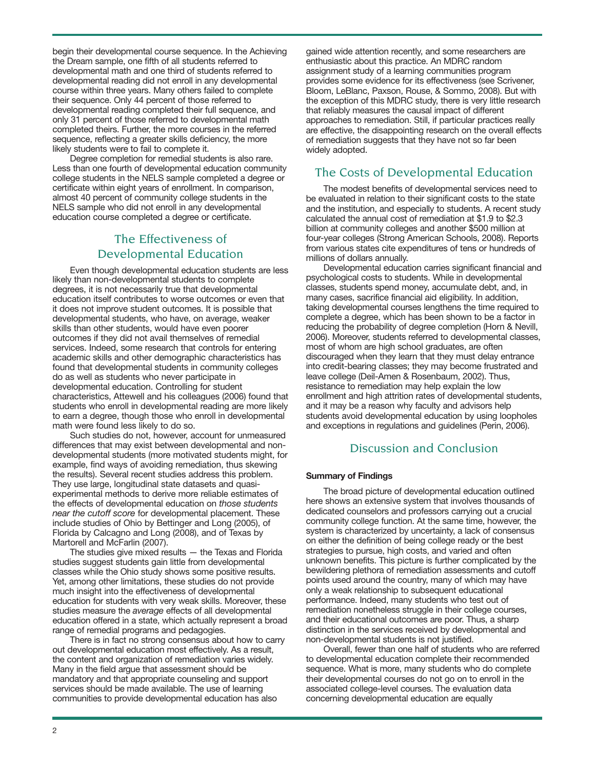begin their developmental course sequence. In the Achieving the Dream sample, one fifth of all students referred to developmental math and one third of students referred to developmental reading did not enroll in any developmental course within three years. Many others failed to complete their sequence. Only 44 percent of those referred to developmental reading completed their full sequence, and only 31 percent of those referred to developmental math completed theirs. Further, the more courses in the referred sequence, reflecting a greater skills deficiency, the more likely students were to fail to complete it.

Degree completion for remedial students is also rare. Less than one fourth of developmental education community college students in the NELS sample completed a degree or certificate within eight years of enrollment. In comparison, almost 40 percent of community college students in the NELS sample who did not enroll in any developmental education course completed a degree or certificate.

## The Effectiveness of Developmental Education

Even though developmental education students are less likely than non-developmental students to complete degrees, it is not necessarily true that developmental education itself contributes to worse outcomes or even that it does not improve student outcomes. It is possible that developmental students, who have, on average, weaker skills than other students, would have even poorer outcomes if they did not avail themselves of remedial services. Indeed, some research that controls for entering academic skills and other demographic characteristics has found that developmental students in community colleges do as well as students who never participate in developmental education. Controlling for student characteristics, Attewell and his colleagues (2006) found that students who enroll in developmental reading are more likely to earn a degree, though those who enroll in developmental math were found less likely to do so.

Such studies do not, however, account for unmeasured differences that may exist between developmental and non-developmental students (more motivated students might, for example, find ways of avoiding remediation, thus skewing the results). Several recent studies address this problem. They use large, longitudinal state datasets and quasi-experimental methods to derive more reliable estimates of the effects of developmental education on *those students near the cutoff score* for developmental placement. These include studies of Ohio by Bettinger and Long (2005), of Florida by Calcagno and Long (2008), and of Texas by Martorell and McFarlin (2007).

The studies give mixed results — the Texas and Florida studies suggest students gain little from developmental classes while the Ohio study shows some positive results. Yet, among other limitations, these studies do not provide much insight into the effectiveness of developmental education for students with very weak skills. Moreover, these studies measure the *average* effects of all developmental education offered in a state, which actually represent a broad range of remedial programs and pedagogies.

There is in fact no strong consensus about how to carry out developmental education most effectively. As a result, the content and organization of remediation varies widely. Many in the field argue that assessment should be mandatory and that appropriate counseling and support services should be made available. The use of learning communities to provide developmental education has also gained wide attention recently, and some researchers are enthusiastic about this practice. An MDRC random assignment study of a learning communities program provides some evidence for its effectiveness (see Scrivener, Bloom, LeBlanc, Paxson, Rouse, & Sommo, 2008). But with the exception of this MDRC study, there is very little research that reliably measures the causal impact of different approaches to remediation. Still, if particular practices really are effective, the disappointing research on the overall effects of remediation suggests that they have not so far been widely adopted.

## The Costs of Developmental Education

The modest benefits of developmental services need to be evaluated in relation to their significant costs to the state and the institution, and especially to students. A recent study calculated the annual cost of remediation at $1.9 to $2.3 billion at community colleges and another $500 million at four-year colleges (Strong American Schools, 2008). Reports from various states cite expenditures of tens or hundreds of millions of dollars annually.

Developmental education carries significant financial and psychological costs to students. While in developmental classes, students spend money, accumulate debt, and, in many cases, sacrifice financial aid eligibility. In addition, taking developmental courses lengthens the time required to complete a degree, which has been shown to be a factor in reducing the probability of degree completion (Horn & Nevill, 2006). Moreover, students referred to developmental classes, most of whom are high school graduates, are often discouraged when they learn that they must delay entrance into credit-bearing classes; they may become frustrated and leave college (Deil-Amen & Rosenbaum, 2002). Thus, resistance to remediation may help explain the low enrollment and high attrition rates of developmental students, and it may be a reason why faculty and advisors help students avoid developmental education by using loopholes and exceptions in regulations and guidelines (Perin, 2006).

## Discussion and Conclusion

**Summary of Findings**

The broad picture of developmental education outlined here shows an extensive system that involves thousands of dedicated counselors and professors carrying out a crucial community college function. At the same time, however, the system is characterized by uncertainty, a lack of consensus on either the definition of being college ready or the best strategies to pursue, high costs, and varied and often unknown benefits. This picture is further complicated by the bewildering plethora of remediation assessments and cutoff points used around the country, many of which may have only a weak relationship to subsequent educational performance. Indeed, many students who test out of remediation nonetheless struggle in their college courses, and their educational outcomes are poor. Thus, a sharp distinction in the services received by developmental and non-developmental students is not justified.

Overall, fewer than one half of students who are referred to developmental education complete their recommended sequence. What is more, many students who do complete their developmental courses do not go on to enroll in the associated college-level courses. The evaluation data concerning developmental education are equally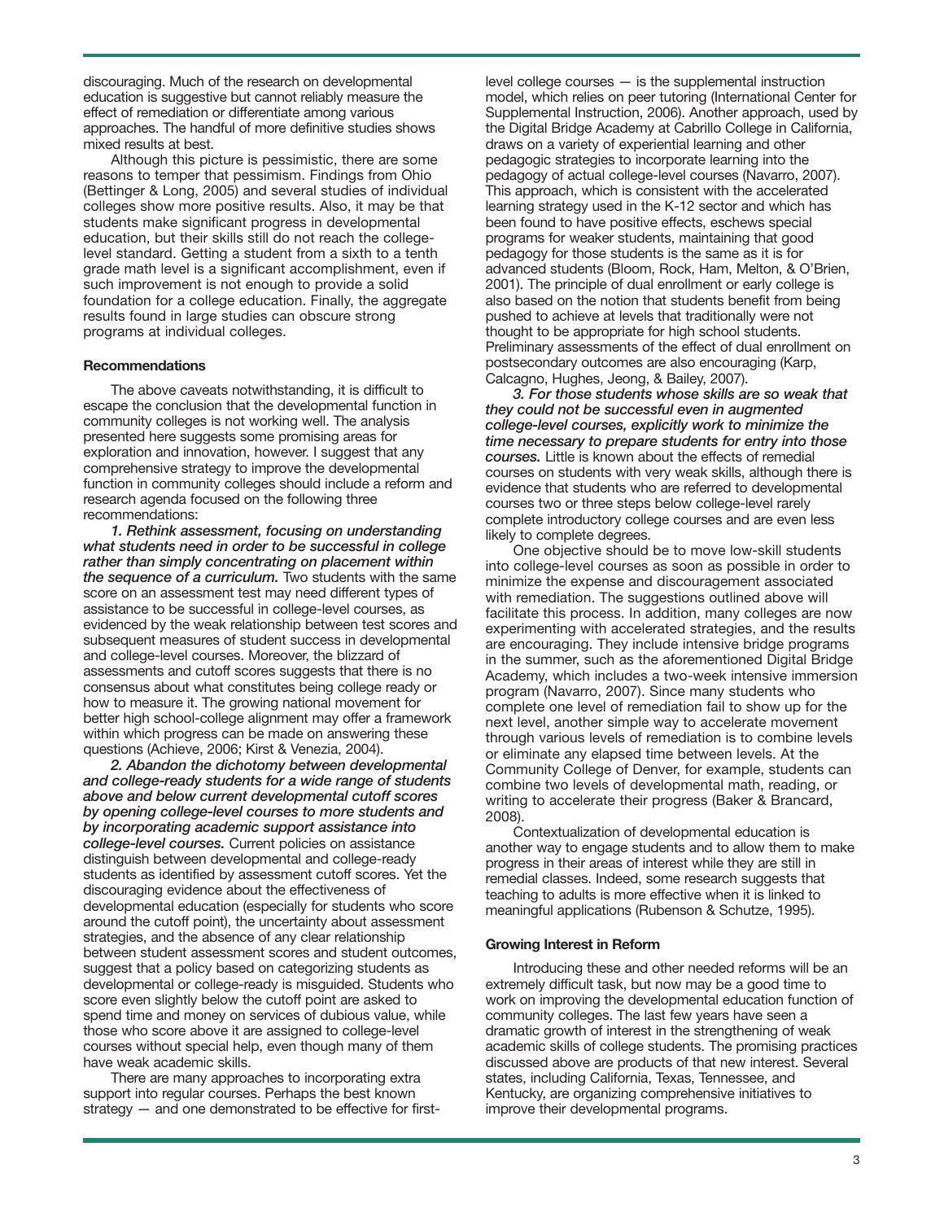discouraging. Much of the research on developmental education is suggestive but cannot reliably measure the effect of remediation or differentiate among various approaches. The handful of more definitive studies shows mixed results at best.

Although this picture is pessimistic, there are some reasons to temper that pessimism. Findings from Ohio (Bettinger & Long, 2005) and several studies of individual colleges show more positive results. Also, it may be that students make significant progress in developmental education, but their skills still do not reach the college-level standard. Getting a student from a sixth to a tenth grade math level is a significant accomplishment, even if such improvement is not enough to provide a solid foundation for a college education. Finally, the aggregate results found in large studies can obscure strong programs at individual colleges.

### Recommendations

The above caveats notwithstanding, it is difficult to escape the conclusion that the developmental function in community colleges is not working well. The analysis presented here suggests some promising areas for exploration and innovation, however. I suggest that any comprehensive strategy to improve the developmental function in community colleges should include a reform and research agenda focused on the following three recommendations:

***1. Rethink assessment, focusing on understanding what students need in order to be successful in college rather than simply concentrating on placement within the sequence of a curriculum.*** Two students with the same score on an assessment test may need different types of assistance to be successful in college-level courses, as evidenced by the weak relationship between test scores and subsequent measures of student success in developmental and college-level courses. Moreover, the blizzard of assessments and cutoff scores suggests that there is no consensus about what constitutes being college ready or how to measure it. The growing national movement for better high school-college alignment may offer a framework within which progress can be made on answering these questions (Achieve, 2006; Kirst & Venezia, 2004).

***2. Abandon the dichotomy between developmental and college-ready students for a wide range of students above and below current developmental cutoff scores by opening college-level courses to more students and by incorporating academic support assistance into college-level courses.*** Current policies on assistance distinguish between developmental and college-ready students as identified by assessment cutoff scores. Yet the discouraging evidence about the effectiveness of developmental education (especially for students who score around the cutoff point), the uncertainty about assessment strategies, and the absence of any clear relationship between student assessment scores and student outcomes, suggest that a policy based on categorizing students as developmental or college-ready is misguided. Students who score even slightly below the cutoff point are asked to spend time and money on services of dubious value, while those who score above it are assigned to college-level courses without special help, even though many of them have weak academic skills.

There are many approaches to incorporating extra support into regular courses. Perhaps the best known strategy — and one demonstrated to be effective for first-level college courses — is the supplemental instruction model, which relies on peer tutoring (International Center for Supplemental Instruction, 2006). Another approach, used by the Digital Bridge Academy at Cabrillo College in California, draws on a variety of experiential learning and other pedagogic strategies to incorporate learning into the pedagogy of actual college-level courses (Navarro, 2007). This approach, which is consistent with the accelerated learning strategy used in the K-12 sector and which has been found to have positive effects, eschews special programs for weaker students, maintaining that good pedagogy for those students is the same as it is for advanced students (Bloom, Rock, Ham, Melton, & O'Brien, 2001). The principle of dual enrollment or early college is also based on the notion that students benefit from being pushed to achieve at levels that traditionally were not thought to be appropriate for high school students. Preliminary assessments of the effect of dual enrollment on postsecondary outcomes are also encouraging (Karp, Calcagno, Hughes, Jeong, & Bailey, 2007).

***3. For those students whose skills are so weak that they could not be successful even in augmented college-level courses, explicitly work to minimize the time necessary to prepare students for entry into those courses.*** Little is known about the effects of remedial courses on students with very weak skills, although there is evidence that students who are referred to developmental courses two or three steps below college-level rarely complete introductory college courses and are even less likely to complete degrees.

One objective should be to move low-skill students into college-level courses as soon as possible in order to minimize the expense and discouragement associated with remediation. The suggestions outlined above will facilitate this process. In addition, many colleges are now experimenting with accelerated strategies, and the results are encouraging. They include intensive bridge programs in the summer, such as the aforementioned Digital Bridge Academy, which includes a two-week intensive immersion program (Navarro, 2007). Since many students who complete one level of remediation fail to show up for the next level, another simple way to accelerate movement through various levels of remediation is to combine levels or eliminate any elapsed time between levels. At the Community College of Denver, for example, students can combine two levels of developmental math, reading, or writing to accelerate their progress (Baker & Brancard, 2008).

Contextualization of developmental education is another way to engage students and to allow them to make progress in their areas of interest while they are still in remedial classes. Indeed, some research suggests that teaching to adults is more effective when it is linked to meaningful applications (Rubenson & Schutze, 1995).

### Growing Interest in Reform

Introducing these and other needed reforms will be an extremely difficult task, but now may be a good time to work on improving the developmental education function of community colleges. The last few years have seen a dramatic growth of interest in the strengthening of weak academic skills of college students. The promising practices discussed above are products of that new interest. Several states, including California, Texas, Tennessee, and Kentucky, are organizing comprehensive initiatives to improve their developmental programs.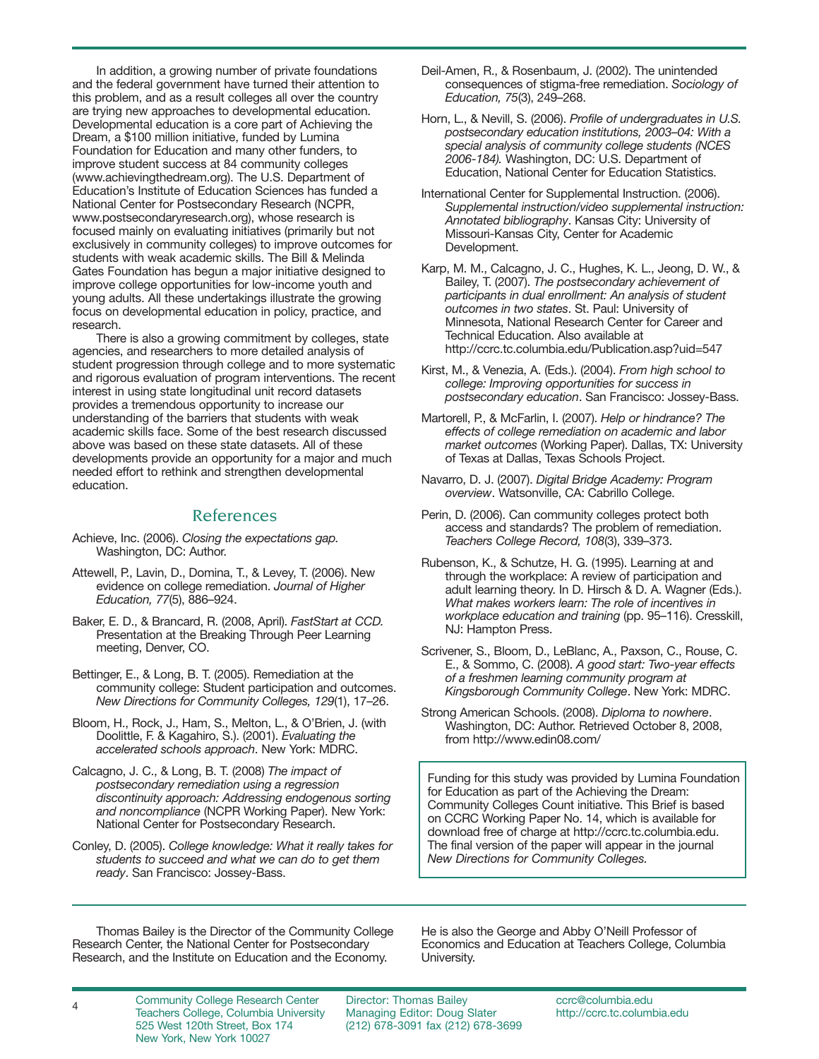In addition, a growing number of private foundations and the federal government have turned their attention to this problem, and as a result colleges all over the country are trying new approaches to developmental education. Developmental education is a core part of Achieving the Dream, a $100 million initiative, funded by Lumina Foundation for Education and many other funders, to improve student success at 84 community colleges (www.achievingthedream.org). The U.S. Department of Education's Institute of Education Sciences has funded a National Center for Postsecondary Research (NCPR, www.postsecondaryresearch.org), whose research is focused mainly on evaluating initiatives (primarily but not exclusively in community colleges) to improve outcomes for students with weak academic skills. The Bill & Melinda Gates Foundation has begun a major initiative designed to improve college opportunities for low-income youth and young adults. All these undertakings illustrate the growing focus on developmental education in policy, practice, and research.

There is also a growing commitment by colleges, state agencies, and researchers to more detailed analysis of student progression through college and to more systematic and rigorous evaluation of program interventions. The recent interest in using state longitudinal unit record datasets provides a tremendous opportunity to increase our understanding of the barriers that students with weak academic skills face. Some of the best research discussed above was based on these state datasets. All of these developments provide an opportunity for a major and much needed effort to rethink and strengthen developmental education.

## References

Achieve, Inc. (2006). *Closing the expectations gap.* Washington, DC: Author.

Attewell, P., Lavin, D., Domina, T., & Levey, T. (2006). New evidence on college remediation. *Journal of Higher Education, 77*(5), 886–924.

Baker, E. D., & Brancard, R. (2008, April). *FastStart at CCD.* Presentation at the Breaking Through Peer Learning meeting, Denver, CO.

Bettinger, E., & Long, B. T. (2005). Remediation at the community college: Student participation and outcomes. *New Directions for Community Colleges, 129*(1), 17–26.

Bloom, H., Rock, J., Ham, S., Melton, L., & O'Brien, J. (with Doolittle, F. & Kagahiro, S.). (2001). *Evaluating the accelerated schools approach*. New York: MDRC.

Calcagno, J. C., & Long, B. T. (2008) *The impact of postsecondary remediation using a regression discontinuity approach: Addressing endogenous sorting and noncompliance* (NCPR Working Paper). New York: National Center for Postsecondary Research.

Conley, D. (2005). *College knowledge: What it really takes for students to succeed and what we can do to get them ready*. San Francisco: Jossey-Bass.

Deil-Amen, R., & Rosenbaum, J. (2002). The unintended consequences of stigma-free remediation. *Sociology of Education, 75*(3), 249–268.

Horn, L., & Nevill, S. (2006). *Profile of undergraduates in U.S. postsecondary education institutions, 2003–04: With a special analysis of community college students (NCES 2006-184).* Washington, DC: U.S. Department of Education, National Center for Education Statistics.

International Center for Supplemental Instruction. (2006). *Supplemental instruction/video supplemental instruction: Annotated bibliography*. Kansas City: University of Missouri-Kansas City, Center for Academic Development.

Karp, M. M., Calcagno, J. C., Hughes, K. L., Jeong, D. W., & Bailey, T. (2007). *The postsecondary achievement of participants in dual enrollment: An analysis of student outcomes in two states*. St. Paul: University of Minnesota, National Research Center for Career and Technical Education. Also available at http://ccrc.tc.columbia.edu/Publication.asp?uid=547

Kirst, M., & Venezia, A. (Eds.). (2004). *From high school to college: Improving opportunities for success in postsecondary education*. San Francisco: Jossey-Bass.

Martorell, P., & McFarlin, I. (2007). *Help or hindrance? The effects of college remediation on academic and labor market outcomes* (Working Paper). Dallas, TX: University of Texas at Dallas, Texas Schools Project.

Navarro, D. J. (2007). *Digital Bridge Academy: Program overview*. Watsonville, CA: Cabrillo College.

Perin, D. (2006). Can community colleges protect both access and standards? The problem of remediation. *Teachers College Record, 108*(3), 339–373.

Rubenson, K., & Schutze, H. G. (1995). Learning at and through the workplace: A review of participation and adult learning theory. In D. Hirsch & D. A. Wagner (Eds.). *What makes workers learn: The role of incentives in workplace education and training* (pp. 95–116). Cresskill, NJ: Hampton Press.

Scrivener, S., Bloom, D., LeBlanc, A., Paxson, C., Rouse, C. E., & Sommo, C. (2008). *A good start: Two-year effects of a freshmen learning community program at Kingsborough Community College*. New York: MDRC.

Strong American Schools. (2008). *Diploma to nowhere*. Washington, DC: Author. Retrieved October 8, 2008, from http://www.edin08.com/

Funding for this study was provided by Lumina Foundation for Education as part of the Achieving the Dream: Community Colleges Count initiative. This Brief is based on CCRC Working Paper No. 14, which is available for download free of charge at http://ccrc.tc.columbia.edu. The final version of the paper will appear in the journal *New Directions for Community Colleges.*

Thomas Bailey is the Director of the Community College Research Center, the National Center for Postsecondary Research, and the Institute on Education and the Economy. He is also the George and Abby O'Neill Professor of Economics and Education at Teachers College, Columbia University.

Community College Research Center
Teachers College, Columbia University
525 West 120th Street, Box 174
New York, New York 10027

Director: Thomas Bailey
Managing Editor: Doug Slater
(212) 678-3091 fax (212) 678-3699

ccrc@columbia.edu
http://ccrc.tc.columbia.edu